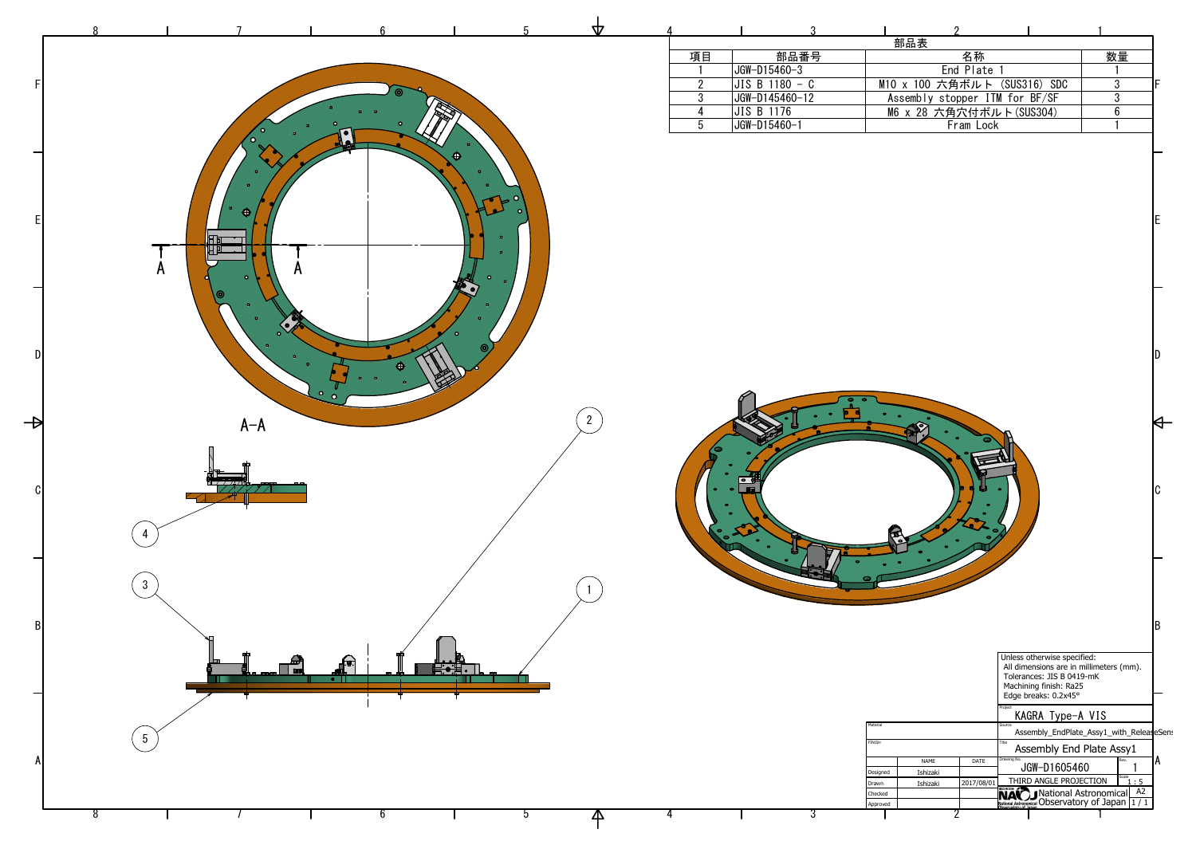部品表

| 項目 | 部品番号 | 名称 | 数量 |
| --- | --- | --- | --- |
| 1 | JGW-D15460-3 | End Plate 1 | 1 |
| 2 | JIS B 1180 - C | M10 x 100 六角ボルト (SUS316) SDC | 3 |
| 3 | JGW-D145460-12 | Assembly stopper ITM for BF/SF | 3 |
| 4 | JIS B 1176 | M6 x 28 六角穴付ボルト(SUS304) | 6 |
| 5 | JGW-D15460-1 | Fram Lock | 1 |

A-A

Unless otherwise specified:
All dimensions are in millimeters (mm).
Tolerances: JIS B 0419-mK
Machining finish: Ra25
Edge breaks: 0.2x45°

| | | |
| --- | --- | --- |
| Project | KAGRA Type-A VIS | |
| Source | Assembly_EndPlate_Assy1_with_ReleaseSens | |
| Title | Assembly End Plate Assy1 | |
| Drawing No. | JGW-D1605460 | Rev. 1 |
| THIRD ANGLE PROJECTION | | Scale 1 : 5 |
| National Astronomical Observatory of Japan | | A2 1 / 1 |

| | NAME | DATE |
| --- | --- | --- |
| Designed | Ishizaki | |
| Drawn | Ishizaki | 2017/08/01 |
| Checked | | |
| Approved | | |

Material

Finish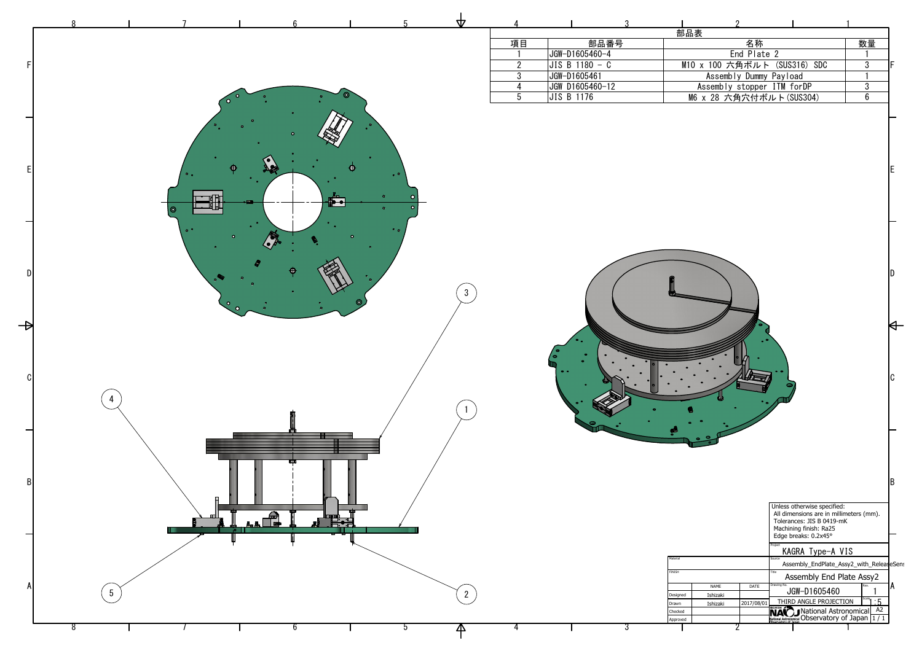部品表

| 項目 | 部品番号 | 名称 | 数量 |
| --- | --- | --- | --- |
| 1 | JGW-D1605460-4 | End Plate 2 | 1 |
| 2 | JIS B 1180 - C | M10 x 100 六角ボルト (SUS316) SDC | 3 |
| 3 | JGW-D1605461 | Assembly Dummy Payload | 1 |
| 4 | JGW D1605460-12 | Assembly stopper ITM forDP | 3 |
| 5 | JIS B 1176 | M6 x 28 六角穴付ボルト(SUS304) | 6 |

3

4

1

5

2

Unless otherwise specified:
All dimensions are in millimeters (mm).
Tolerances: JIS B 0419-mK
Machining finish: Ra25
Edge breaks: 0.2x45°

Project: KAGRA Type-A VIS

Source: Assembly_EndPlate_Assy2_with_ReleaseSens

Title: Assembly End Plate Assy2

Drawing No.: JGW-D1605460

Rev.: 1

THIRD ANGLE PROJECTION

Scale: 1:5

A2

1 / 1

| | NAME | DATE |
| --- | --- | --- |
| Material | | |
| FINISH | | |
| Designed | Ishizaki | |
| Drawn | Ishizaki | 2017/08/01 |
| Checked | | |
| Approved | | |

NAOJ National Astronomical Observatory of Japan